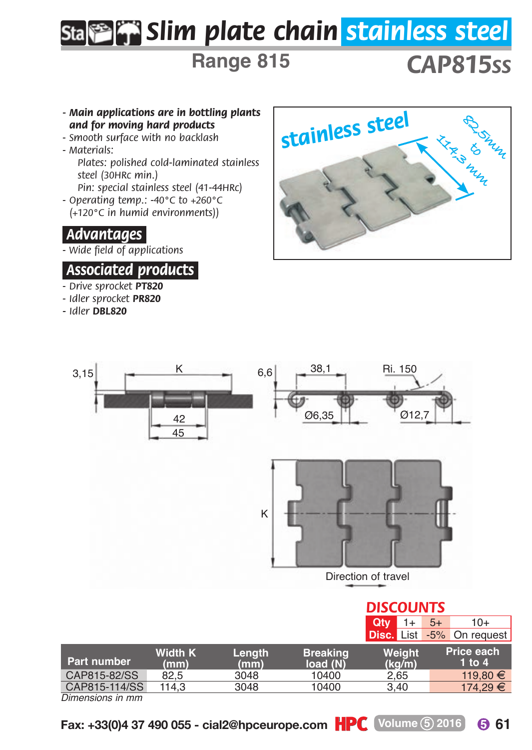# Slim plate chain stainless steel

## Range 815

## CAP815ss

- ***Main applications are in bottling plants and for moving hard products***
- *Smooth surface with no backlash*
- *Materials:*
  - *Plates: polished cold-laminated stainless steel (30HRc min.)*
  - *Pin: special stainless steel (41-44HRc)*
- *Operating temp.: -40°C to +260°C (+120°C in humid environments))*

### Advantages

- *Wide field of applications*

### Associated products

- *Drive sprocket* **PT820**
- *Idler sprocket* **PR820**
- *Idler* **DBL820**

stainless steel

82,5mm to 114,3 mm

3,15 K 42 45 6,6 38,1 Ri. 150 Ø6,35 Ø12,7 K

Direction of travel

### DISCOUNTS

| Qty | 1+ | 5+ | 10+ |
|---|---|---|---|
| Disc. | List | -5% | On request |

| Part number | Width K (mm) | Length (mm) | Breaking load (N) | Weight (kg/m) | Price each 1 to 4 |
|---|---|---|---|---|---|
| CAP815-82/SS | 82,5 | 3048 | 10400 | 2,65 | 119,80 € |
| CAP815-114/SS | 114,3 | 3048 | 10400 | 3,40 | 174,29 € |

*Dimensions in mm*

**Fax: +33(0)4 37 490 055 - cial2@hpceurope.com**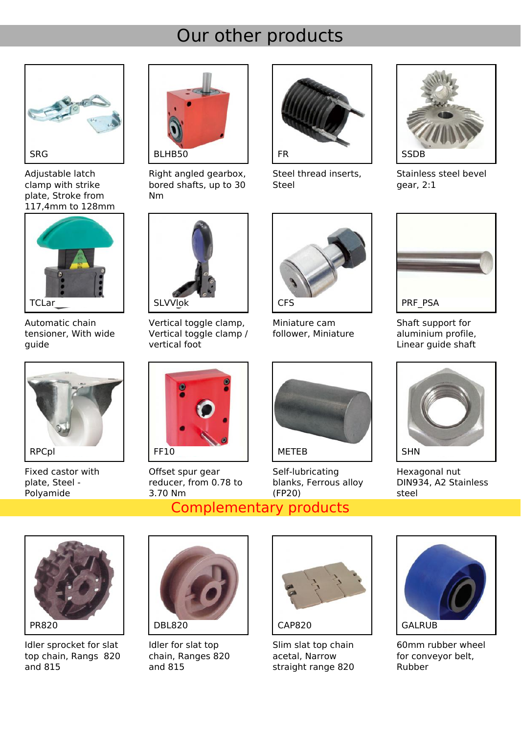# Our other products

**SRG**

Adjustable latch clamp with strike plate, Stroke from 117,4mm to 128mm

**BLHB50**

Right angled gearbox, bored shafts, up to 30 Nm

**FR**

Steel thread inserts, Steel

**SSDB**

Stainless steel bevel gear, 2:1

**TCLar**

Automatic chain tensioner, With wide guide

**SLVVlok**

Vertical toggle clamp, Vertical toggle clamp / vertical foot

**CFS**

Miniature cam follower, Miniature

**PRF_PSA**

Shaft support for aluminium profile, Linear guide shaft

**RPCpl**

Fixed castor with plate, Steel - Polyamide

**FF10**

Offset spur gear reducer, from 0.78 to 3.70 Nm

**METEB**

Self-lubricating blanks, Ferrous alloy (FP20)

**SHN**

Hexagonal nut DIN934, A2 Stainless steel

# Complementary products

**PR820**

Idler sprocket for slat top chain, Rangs 820 and 815

**DBL820**

Idler for slat top chain, Ranges 820 and 815

**CAP820**

Slim slat top chain acetal, Narrow straight range 820

**GALRUB**

60mm rubber wheel for conveyor belt, Rubber